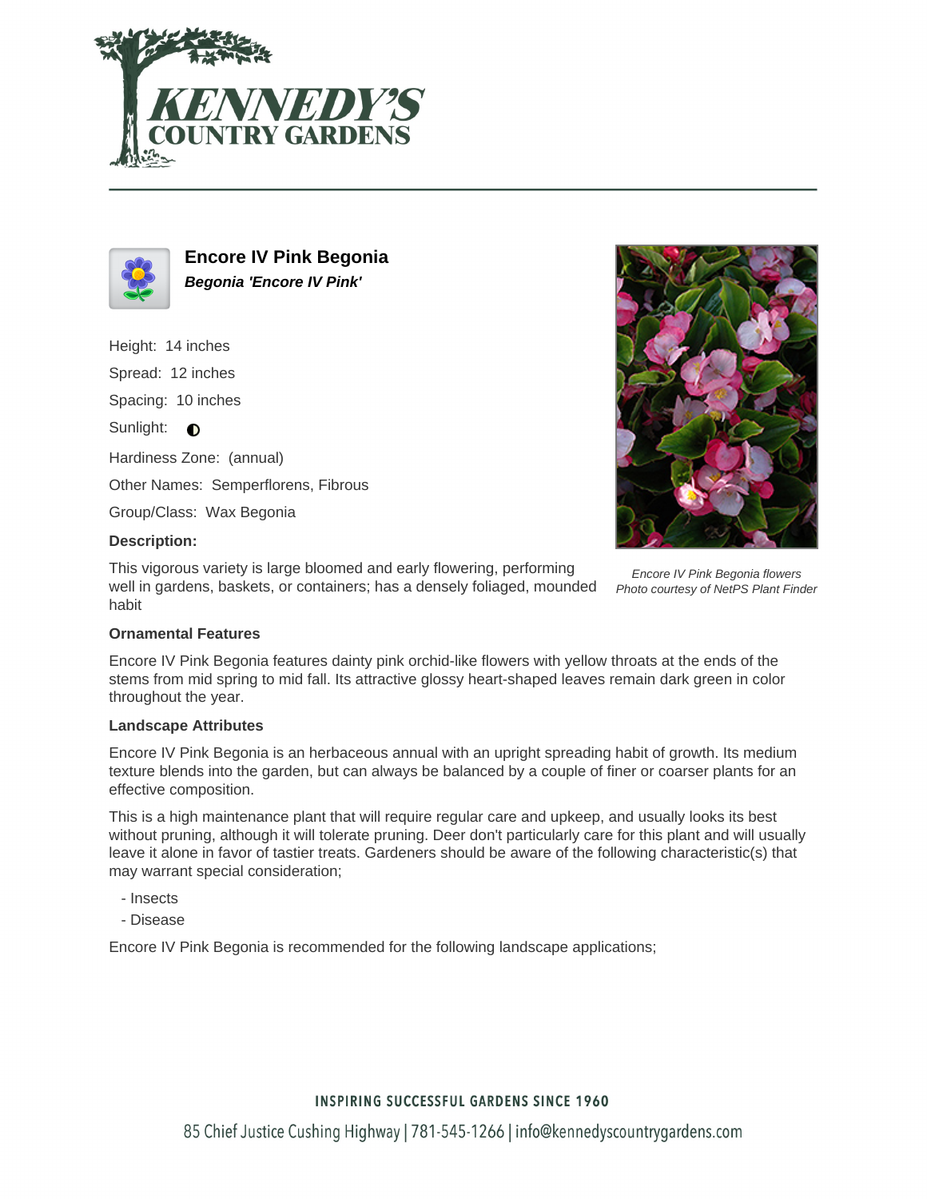# Encore IV Pink Begonia

***Begonia 'Encore IV Pink'***

Height: 14 inches

Spread: 12 inches

Spacing: 10 inches

Sunlight: ◐

Hardiness Zone: (annual)

Other Names: Semperflorens, Fibrous

Group/Class: Wax Begonia

**Description:**

This vigorous variety is large bloomed and early flowering, performing well in gardens, baskets, or containers; has a densely foliaged, mounded habit

*Encore IV Pink Begonia flowers*
*Photo courtesy of NetPS Plant Finder*

**Ornamental Features**

Encore IV Pink Begonia features dainty pink orchid-like flowers with yellow throats at the ends of the stems from mid spring to mid fall. Its attractive glossy heart-shaped leaves remain dark green in color throughout the year.

**Landscape Attributes**

Encore IV Pink Begonia is an herbaceous annual with an upright spreading habit of growth. Its medium texture blends into the garden, but can always be balanced by a couple of finer or coarser plants for an effective composition.

This is a high maintenance plant that will require regular care and upkeep, and usually looks its best without pruning, although it will tolerate pruning. Deer don't particularly care for this plant and will usually leave it alone in favor of tastier treats. Gardeners should be aware of the following characteristic(s) that may warrant special consideration;

- Insects
- Disease

Encore IV Pink Begonia is recommended for the following landscape applications;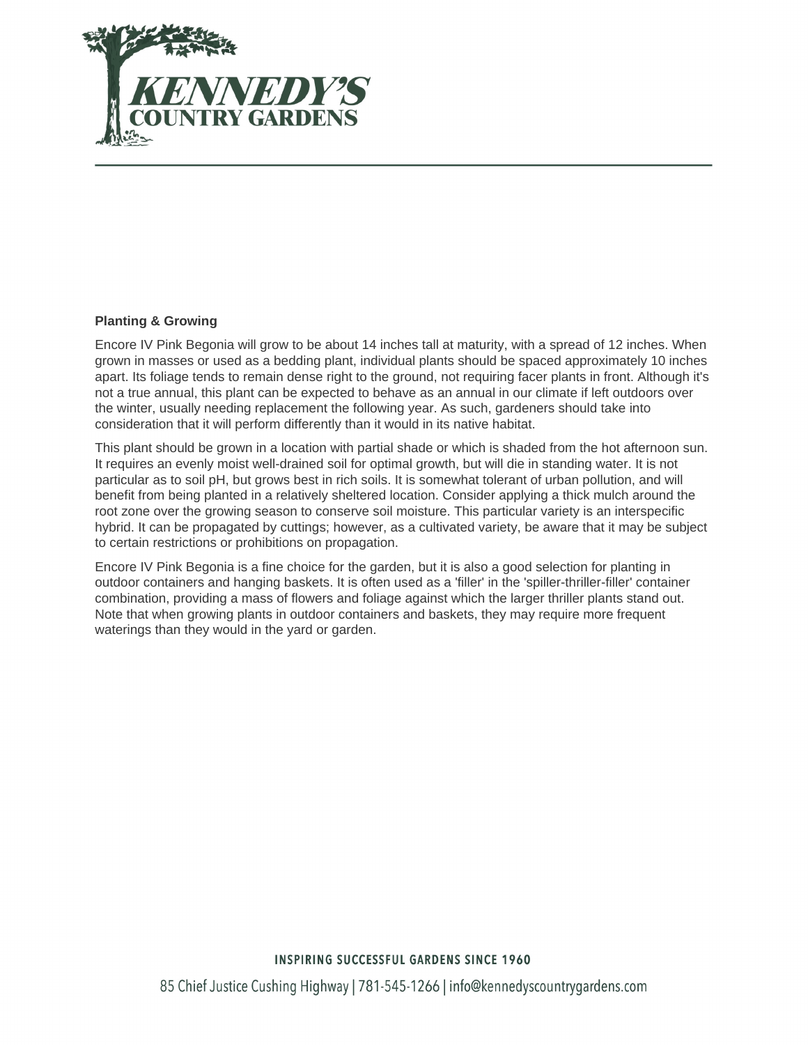**Planting & Growing**

Encore IV Pink Begonia will grow to be about 14 inches tall at maturity, with a spread of 12 inches. When grown in masses or used as a bedding plant, individual plants should be spaced approximately 10 inches apart. Its foliage tends to remain dense right to the ground, not requiring facer plants in front. Although it's not a true annual, this plant can be expected to behave as an annual in our climate if left outdoors over the winter, usually needing replacement the following year. As such, gardeners should take into consideration that it will perform differently than it would in its native habitat.

This plant should be grown in a location with partial shade or which is shaded from the hot afternoon sun. It requires an evenly moist well-drained soil for optimal growth, but will die in standing water. It is not particular as to soil pH, but grows best in rich soils. It is somewhat tolerant of urban pollution, and will benefit from being planted in a relatively sheltered location. Consider applying a thick mulch around the root zone over the growing season to conserve soil moisture. This particular variety is an interspecific hybrid. It can be propagated by cuttings; however, as a cultivated variety, be aware that it may be subject to certain restrictions or prohibitions on propagation.

Encore IV Pink Begonia is a fine choice for the garden, but it is also a good selection for planting in outdoor containers and hanging baskets. It is often used as a 'filler' in the 'spiller-thriller-filler' container combination, providing a mass of flowers and foliage against which the larger thriller plants stand out. Note that when growing plants in outdoor containers and baskets, they may require more frequent waterings than they would in the yard or garden.